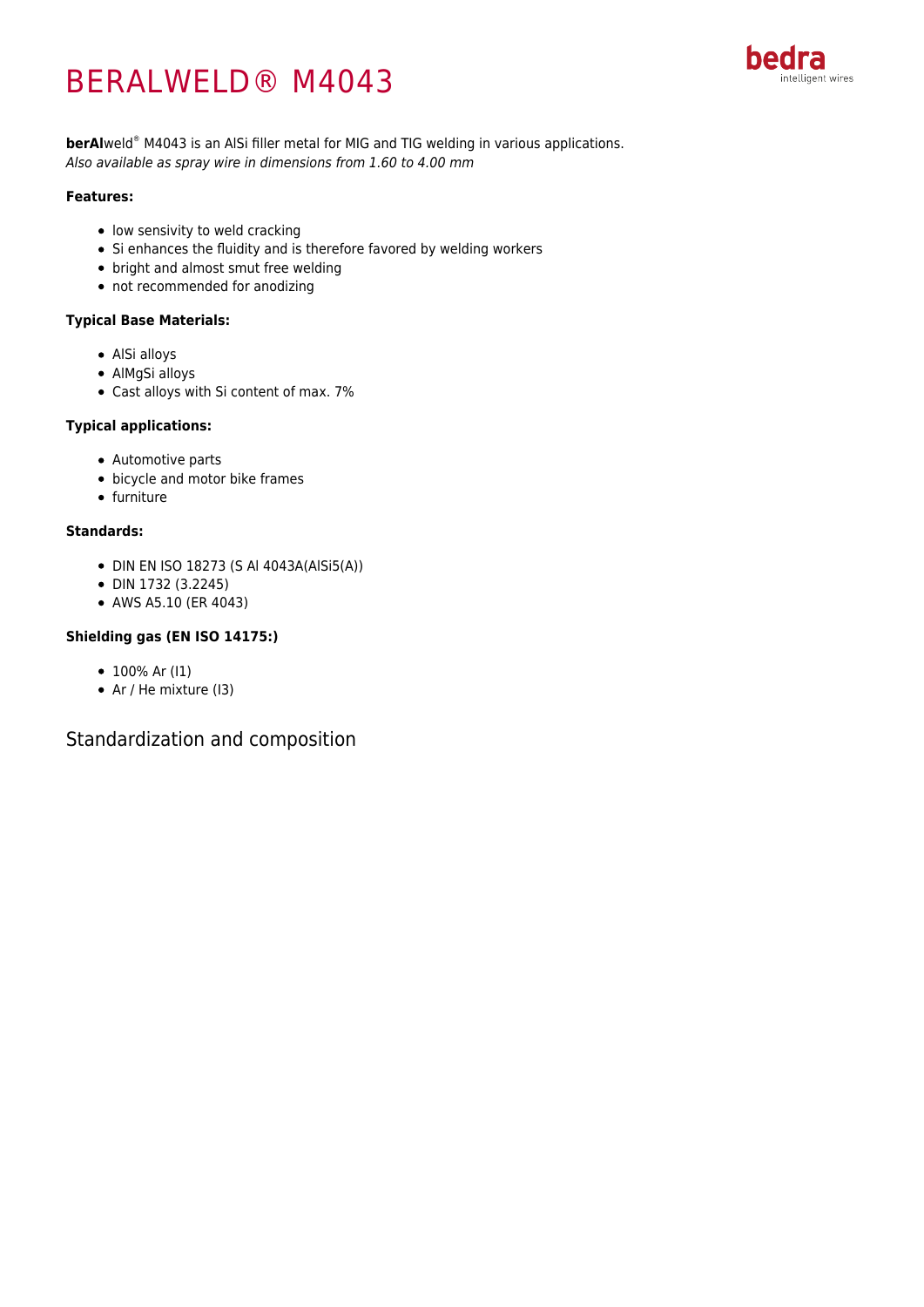# BERALWELD® M4043

**berAl**weld® M4043 is an AlSi filler metal for MIG and TIG welding in various applications.
*Also available as spray wire in dimensions from 1.60 to 4.00 mm*

**Features:**

- low sensivity to weld cracking
- Si enhances the fluidity and is therefore favored by welding workers
- bright and almost smut free welding
- not recommended for anodizing

**Typical Base Materials:**

- AlSi alloys
- AlMgSi alloys
- Cast alloys with Si content of max. 7%

**Typical applications:**

- Automotive parts
- bicycle and motor bike frames
- furniture

**Standards:**

- DIN EN ISO 18273 (S Al 4043A(AlSi5(A))
- DIN 1732 (3.2245)
- AWS A5.10 (ER 4043)

**Shielding gas (EN ISO 14175:)**

- 100% Ar (I1)
- Ar / He mixture (I3)

## Standardization and composition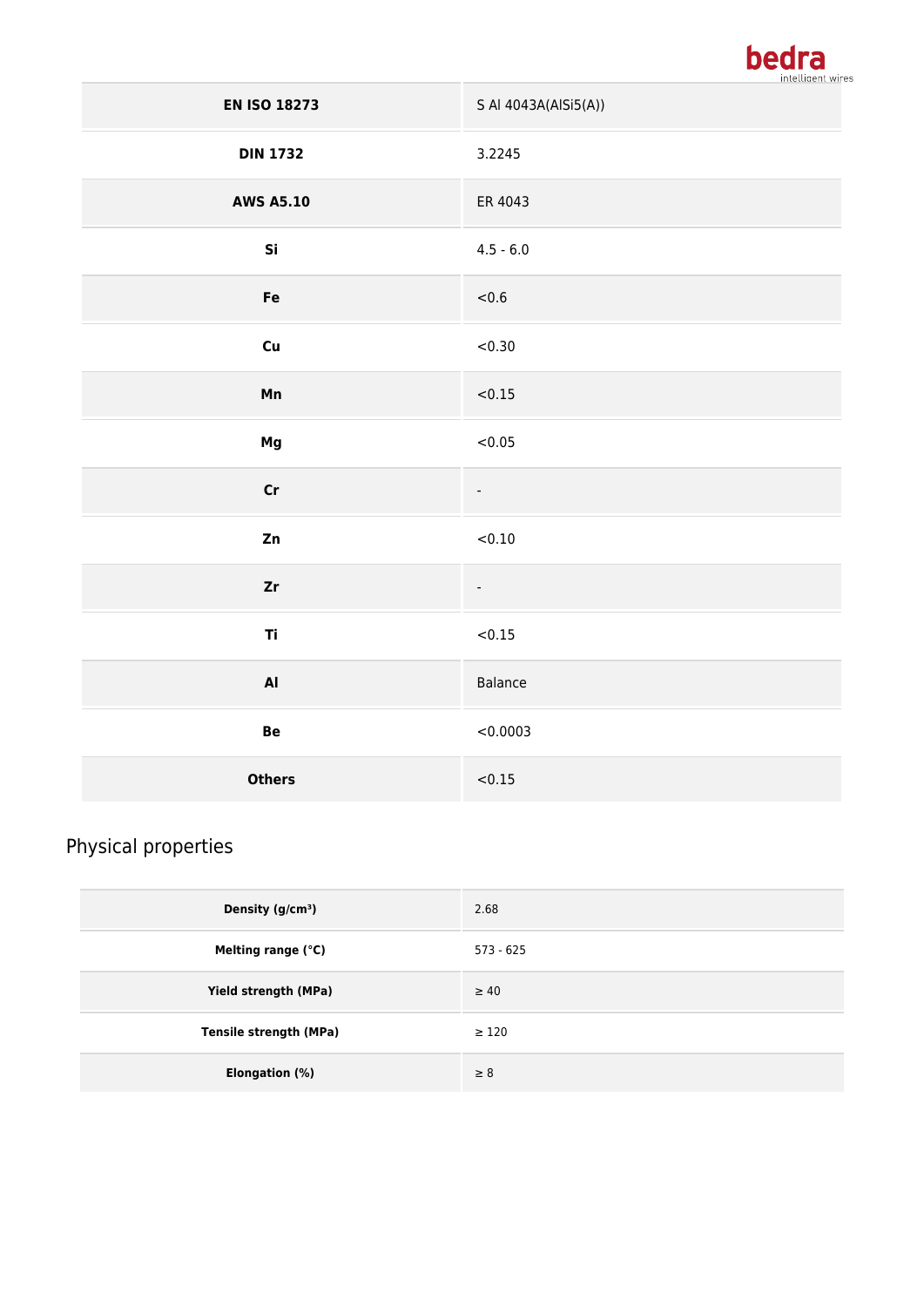| | |
|---|---|
| **EN ISO 18273** | S Al 4043A(AlSi5(A)) |
| **DIN 1732** | 3.2245 |
| **AWS A5.10** | ER 4043 |
| **Si** | 4.5 - 6.0 |
| **Fe** | <0.6 |
| **Cu** | <0.30 |
| **Mn** | <0.15 |
| **Mg** | <0.05 |
| **Cr** | - |
| **Zn** | <0.10 |
| **Zr** | - |
| **Ti** | <0.15 |
| **Al** | Balance |
| **Be** | <0.0003 |
| **Others** | <0.15 |

## Physical properties

| | |
|---|---|
| **Density (g/cm³)** | 2.68 |
| **Melting range (°C)** | 573 - 625 |
| **Yield strength (MPa)** | ≥ 40 |
| **Tensile strength (MPa)** | ≥ 120 |
| **Elongation (%)** | ≥ 8 |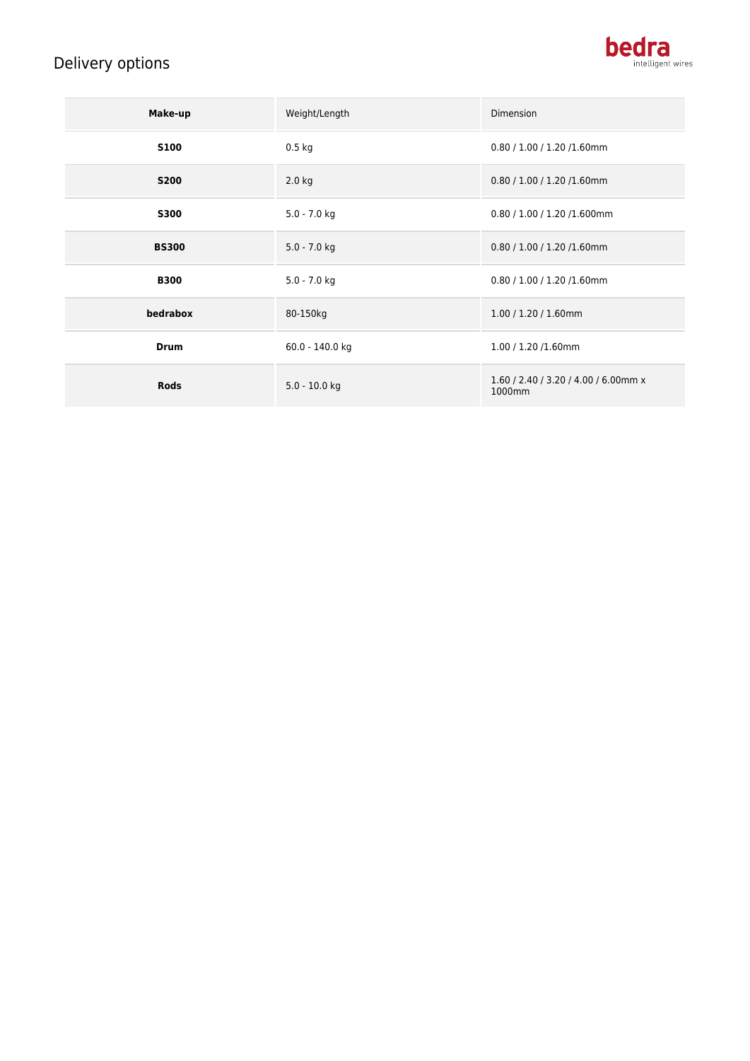# Delivery options

| Make-up | Weight/Length | Dimension |
|---|---|---|
| **S100** | 0.5 kg | 0.80 / 1.00 / 1.20 /1.60mm |
| **S200** | 2.0 kg | 0.80 / 1.00 / 1.20 /1.60mm |
| **S300** | 5.0 - 7.0 kg | 0.80 / 1.00 / 1.20 /1.600mm |
| **BS300** | 5.0 - 7.0 kg | 0.80 / 1.00 / 1.20 /1.60mm |
| **B300** | 5.0 - 7.0 kg | 0.80 / 1.00 / 1.20 /1.60mm |
| **bedrabox** | 80-150kg | 1.00 / 1.20 / 1.60mm |
| **Drum** | 60.0 - 140.0 kg | 1.00 / 1.20 /1.60mm |
| **Rods** | 5.0 - 10.0 kg | 1.60 / 2.40 / 3.20 / 4.00 / 6.00mm x 1000mm |